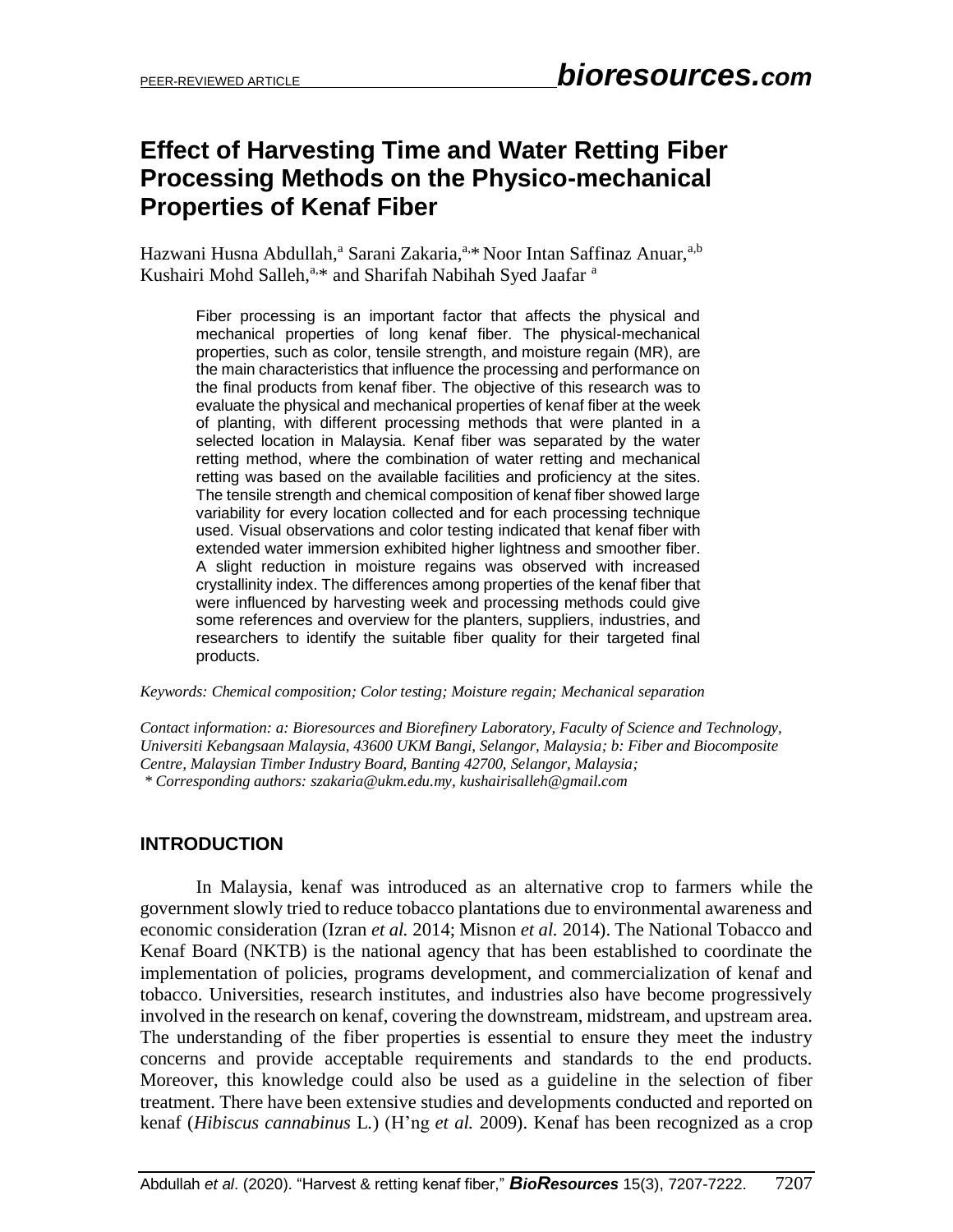# Effect of Harvesting Time and Water Retting Fiber Processing Methods on the Physico-mechanical Properties of Kenaf Fiber

Hazwani Husna Abdullah,[a] Sarani Zakaria,[a,*] Noor Intan Saffinaz Anuar,[a,b] Kushairi Mohd Salleh,[a,*] and Sharifah Nabihah Syed Jaafar [a]

Fiber processing is an important factor that affects the physical and mechanical properties of long kenaf fiber. The physical-mechanical properties, such as color, tensile strength, and moisture regain (MR), are the main characteristics that influence the processing and performance on the final products from kenaf fiber. The objective of this research was to evaluate the physical and mechanical properties of kenaf fiber at the week of planting, with different processing methods that were planted in a selected location in Malaysia. Kenaf fiber was separated by the water retting method, where the combination of water retting and mechanical retting was based on the available facilities and proficiency at the sites. The tensile strength and chemical composition of kenaf fiber showed large variability for every location collected and for each processing technique used. Visual observations and color testing indicated that kenaf fiber with extended water immersion exhibited higher lightness and smoother fiber. A slight reduction in moisture regains was observed with increased crystallinity index. The differences among properties of the kenaf fiber that were influenced by harvesting week and processing methods could give some references and overview for the planters, suppliers, industries, and researchers to identify the suitable fiber quality for their targeted final products.

*Keywords: Chemical composition; Color testing; Moisture regain; Mechanical separation*

*Contact information: a: Bioresources and Biorefinery Laboratory, Faculty of Science and Technology, Universiti Kebangsaan Malaysia, 43600 UKM Bangi, Selangor, Malaysia; b: Fiber and Biocomposite Centre, Malaysian Timber Industry Board, Banting 42700, Selangor, Malaysia;*
*\* Corresponding authors: szakaria@ukm.edu.my, kushairisalleh@gmail.com*

## INTRODUCTION

In Malaysia, kenaf was introduced as an alternative crop to farmers while the government slowly tried to reduce tobacco plantations due to environmental awareness and economic consideration (Izran *et al.* 2014; Misnon *et al.* 2014). The National Tobacco and Kenaf Board (NKTB) is the national agency that has been established to coordinate the implementation of policies, programs development, and commercialization of kenaf and tobacco. Universities, research institutes, and industries also have become progressively involved in the research on kenaf, covering the downstream, midstream, and upstream area. The understanding of the fiber properties is essential to ensure they meet the industry concerns and provide acceptable requirements and standards to the end products. Moreover, this knowledge could also be used as a guideline in the selection of fiber treatment. There have been extensive studies and developments conducted and reported on kenaf (*Hibiscus cannabinus* L.) (H'ng *et al.* 2009). Kenaf has been recognized as a crop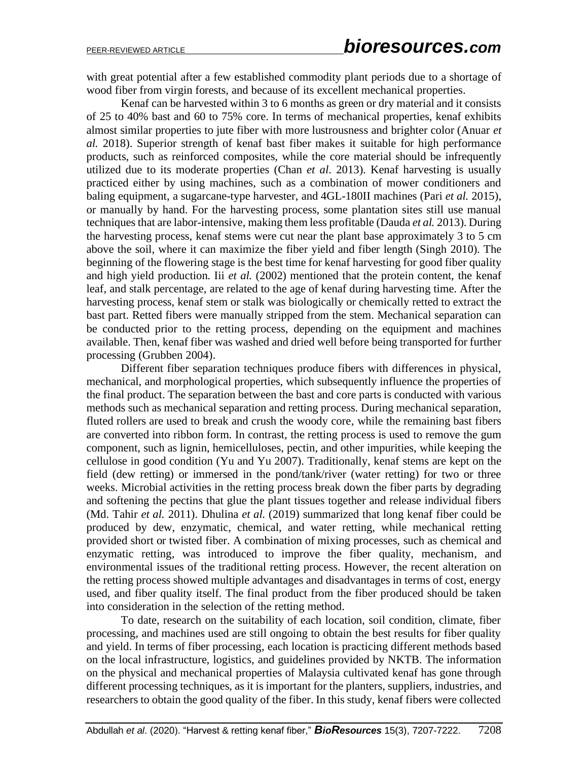with great potential after a few established commodity plant periods due to a shortage of wood fiber from virgin forests, and because of its excellent mechanical properties.

Kenaf can be harvested within 3 to 6 months as green or dry material and it consists of 25 to 40% bast and 60 to 75% core. In terms of mechanical properties, kenaf exhibits almost similar properties to jute fiber with more lustrousness and brighter color (Anuar *et al.* 2018). Superior strength of kenaf bast fiber makes it suitable for high performance products, such as reinforced composites, while the core material should be infrequently utilized due to its moderate properties (Chan *et al*. 2013). Kenaf harvesting is usually practiced either by using machines, such as a combination of mower conditioners and baling equipment, a sugarcane-type harvester, and 4GL-180II machines (Pari *et al.* 2015), or manually by hand. For the harvesting process, some plantation sites still use manual techniques that are labor-intensive, making them less profitable (Dauda *et al.* 2013). During the harvesting process, kenaf stems were cut near the plant base approximately 3 to 5 cm above the soil, where it can maximize the fiber yield and fiber length (Singh 2010). The beginning of the flowering stage is the best time for kenaf harvesting for good fiber quality and high yield production. Iii *et al.* (2002) mentioned that the protein content, the kenaf leaf, and stalk percentage, are related to the age of kenaf during harvesting time. After the harvesting process, kenaf stem or stalk was biologically or chemically retted to extract the bast part. Retted fibers were manually stripped from the stem. Mechanical separation can be conducted prior to the retting process, depending on the equipment and machines available. Then, kenaf fiber was washed and dried well before being transported for further processing (Grubben 2004).

Different fiber separation techniques produce fibers with differences in physical, mechanical, and morphological properties, which subsequently influence the properties of the final product. The separation between the bast and core parts is conducted with various methods such as mechanical separation and retting process. During mechanical separation, fluted rollers are used to break and crush the woody core, while the remaining bast fibers are converted into ribbon form. In contrast, the retting process is used to remove the gum component, such as lignin, hemicelluloses, pectin, and other impurities, while keeping the cellulose in good condition (Yu and Yu 2007). Traditionally, kenaf stems are kept on the field (dew retting) or immersed in the pond/tank/river (water retting) for two or three weeks. Microbial activities in the retting process break down the fiber parts by degrading and softening the pectins that glue the plant tissues together and release individual fibers (Md. Tahir *et al.* 2011). Dhulina *et al.* (2019) summarized that long kenaf fiber could be produced by dew, enzymatic, chemical, and water retting, while mechanical retting provided short or twisted fiber. A combination of mixing processes, such as chemical and enzymatic retting, was introduced to improve the fiber quality, mechanism, and environmental issues of the traditional retting process. However, the recent alteration on the retting process showed multiple advantages and disadvantages in terms of cost, energy used, and fiber quality itself. The final product from the fiber produced should be taken into consideration in the selection of the retting method.

To date, research on the suitability of each location, soil condition, climate, fiber processing, and machines used are still ongoing to obtain the best results for fiber quality and yield. In terms of fiber processing, each location is practicing different methods based on the local infrastructure, logistics, and guidelines provided by NKTB. The information on the physical and mechanical properties of Malaysia cultivated kenaf has gone through different processing techniques, as it is important for the planters, suppliers, industries, and researchers to obtain the good quality of the fiber. In this study, kenaf fibers were collected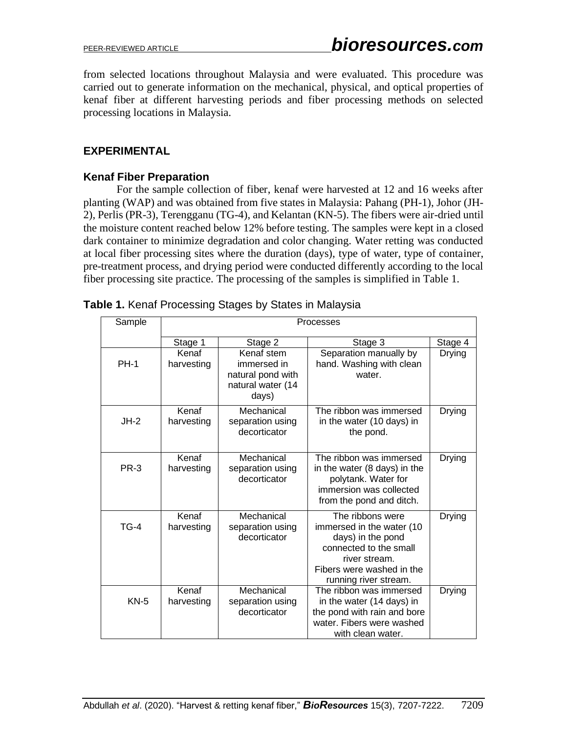from selected locations throughout Malaysia and were evaluated. This procedure was carried out to generate information on the mechanical, physical, and optical properties of kenaf fiber at different harvesting periods and fiber processing methods on selected processing locations in Malaysia.

## EXPERIMENTAL

### Kenaf Fiber Preparation

For the sample collection of fiber, kenaf were harvested at 12 and 16 weeks after planting (WAP) and was obtained from five states in Malaysia: Pahang (PH-1), Johor (JH-2), Perlis (PR-3), Terengganu (TG-4), and Kelantan (KN-5). The fibers were air-dried until the moisture content reached below 12% before testing. The samples were kept in a closed dark container to minimize degradation and color changing. Water retting was conducted at local fiber processing sites where the duration (days), type of water, type of container, pre-treatment process, and drying period were conducted differently according to the local fiber processing site practice. The processing of the samples is simplified in Table 1.

**Table 1.** Kenaf Processing Stages by States in Malaysia

| Sample | Processes | | | |
|---|---|---|---|---|
| | Stage 1 | Stage 2 | Stage 3 | Stage 4 |
| PH-1 | Kenaf harvesting | Kenaf stem immersed in natural pond with natural water (14 days) | Separation manually by hand. Washing with clean water. | Drying |
| JH-2 | Kenaf harvesting | Mechanical separation using decorticator | The ribbon was immersed in the water (10 days) in the pond. | Drying |
| PR-3 | Kenaf harvesting | Mechanical separation using decorticator | The ribbon was immersed in the water (8 days) in the polytank. Water for immersion was collected from the pond and ditch. | Drying |
| TG-4 | Kenaf harvesting | Mechanical separation using decorticator | The ribbons were immersed in the water (10 days) in the pond connected to the small river stream. Fibers were washed in the running river stream. | Drying |
| KN-5 | Kenaf harvesting | Mechanical separation using decorticator | The ribbon was immersed in the water (14 days) in the pond with rain and bore water. Fibers were washed with clean water. | Drying |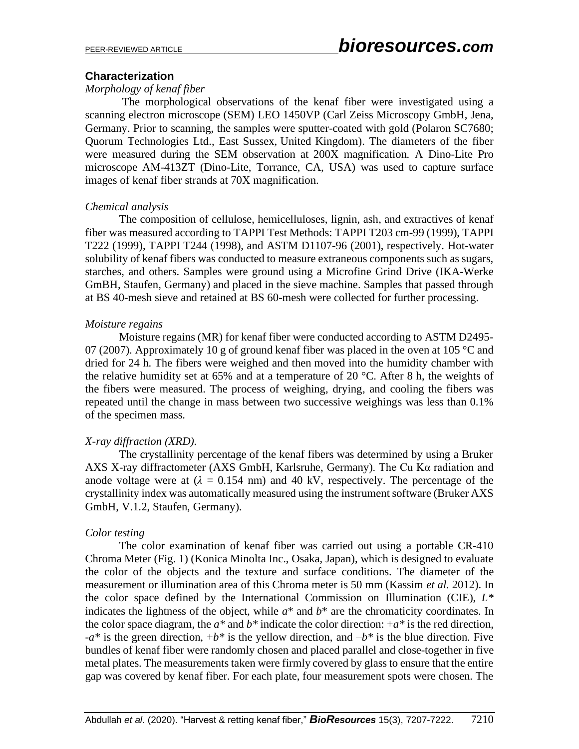## Characterization

### *Morphology of kenaf fiber*

The morphological observations of the kenaf fiber were investigated using a scanning electron microscope (SEM) LEO 1450VP (Carl Zeiss Microscopy GmbH, Jena, Germany. Prior to scanning, the samples were sputter-coated with gold (Polaron SC7680; Quorum Technologies Ltd., East Sussex, United Kingdom). The diameters of the fiber were measured during the SEM observation at 200X magnification. A Dino-Lite Pro microscope AM-413ZT (Dino-Lite, Torrance, CA, USA) was used to capture surface images of kenaf fiber strands at 70X magnification.

### *Chemical analysis*

The composition of cellulose, hemicelluloses, lignin, ash, and extractives of kenaf fiber was measured according to TAPPI Test Methods: TAPPI T203 cm-99 (1999), TAPPI T222 (1999), TAPPI T244 (1998), and ASTM D1107-96 (2001), respectively. Hot-water solubility of kenaf fibers was conducted to measure extraneous components such as sugars, starches, and others. Samples were ground using a Microfine Grind Drive (IKA-Werke GmBH, Staufen, Germany) and placed in the sieve machine. Samples that passed through at BS 40-mesh sieve and retained at BS 60-mesh were collected for further processing.

### *Moisture regains*

Moisture regains (MR) for kenaf fiber were conducted according to ASTM D2495-07 (2007). Approximately 10 g of ground kenaf fiber was placed in the oven at 105 °C and dried for 24 h. The fibers were weighed and then moved into the humidity chamber with the relative humidity set at 65% and at a temperature of 20 °C. After 8 h, the weights of the fibers were measured. The process of weighing, drying, and cooling the fibers was repeated until the change in mass between two successive weighings was less than 0.1% of the specimen mass.

### *X-ray diffraction (XRD).*

The crystallinity percentage of the kenaf fibers was determined by using a Bruker AXS X-ray diffractometer (AXS GmbH, Karlsruhe, Germany). The Cu Kα radiation and anode voltage were at ($\lambda$ = 0.154 nm) and 40 kV, respectively. The percentage of the crystallinity index was automatically measured using the instrument software (Bruker AXS GmbH, V.1.2, Staufen, Germany).

### *Color testing*

The color examination of kenaf fiber was carried out using a portable CR-410 Chroma Meter (Fig. 1) (Konica Minolta Inc., Osaka, Japan), which is designed to evaluate the color of the objects and the texture and surface conditions. The diameter of the measurement or illumination area of this Chroma meter is 50 mm (Kassim *et al.* 2012). In the color space defined by the International Commission on Illumination (CIE), $L^*$ indicates the lightness of the object, while $a^*$ and $b^*$ are the chromaticity coordinates. In the color space diagram, the $a^*$ and $b^*$ indicate the color direction: $+a^*$ is the red direction, $-a^*$ is the green direction, $+b^*$ is the yellow direction, and $-b^*$ is the blue direction. Five bundles of kenaf fiber were randomly chosen and placed parallel and close-together in five metal plates. The measurements taken were firmly covered by glass to ensure that the entire gap was covered by kenaf fiber. For each plate, four measurement spots were chosen. The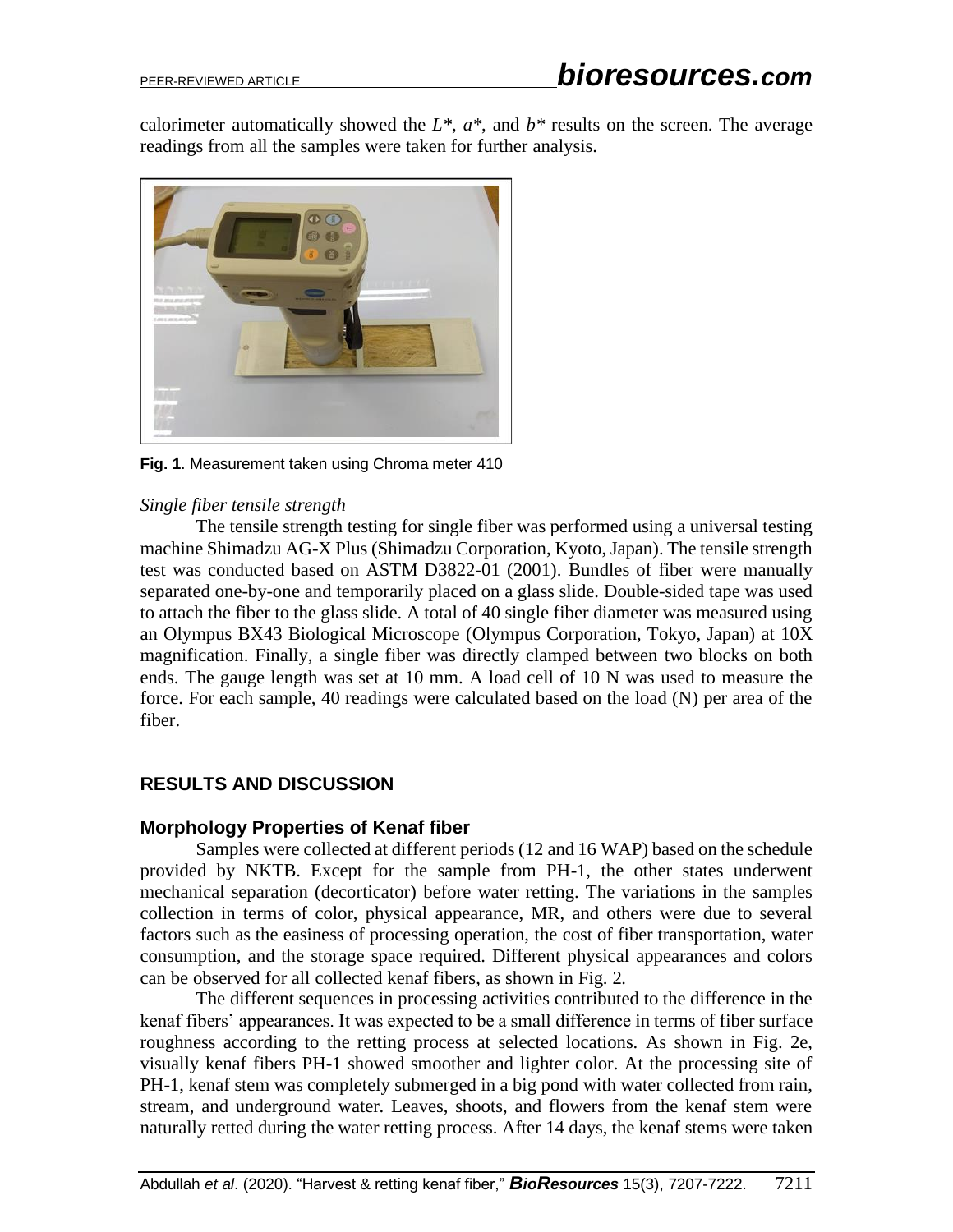calorimeter automatically showed the $L^*$, $a^*$, and $b^*$ results on the screen. The average readings from all the samples were taken for further analysis.

**Fig. 1.** Measurement taken using Chroma meter 410

*Single fiber tensile strength*

The tensile strength testing for single fiber was performed using a universal testing machine Shimadzu AG-X Plus (Shimadzu Corporation, Kyoto, Japan). The tensile strength test was conducted based on ASTM D3822-01 (2001). Bundles of fiber were manually separated one-by-one and temporarily placed on a glass slide. Double-sided tape was used to attach the fiber to the glass slide. A total of 40 single fiber diameter was measured using an Olympus BX43 Biological Microscope (Olympus Corporation, Tokyo, Japan) at 10X magnification. Finally, a single fiber was directly clamped between two blocks on both ends. The gauge length was set at 10 mm. A load cell of 10 N was used to measure the force. For each sample, 40 readings were calculated based on the load (N) per area of the fiber.

## RESULTS AND DISCUSSION

### Morphology Properties of Kenaf fiber

Samples were collected at different periods (12 and 16 WAP) based on the schedule provided by NKTB. Except for the sample from PH-1, the other states underwent mechanical separation (decorticator) before water retting. The variations in the samples collection in terms of color, physical appearance, MR, and others were due to several factors such as the easiness of processing operation, the cost of fiber transportation, water consumption, and the storage space required. Different physical appearances and colors can be observed for all collected kenaf fibers, as shown in Fig. 2.

The different sequences in processing activities contributed to the difference in the kenaf fibers' appearances. It was expected to be a small difference in terms of fiber surface roughness according to the retting process at selected locations. As shown in Fig. 2e, visually kenaf fibers PH-1 showed smoother and lighter color. At the processing site of PH-1, kenaf stem was completely submerged in a big pond with water collected from rain, stream, and underground water. Leaves, shoots, and flowers from the kenaf stem were naturally retted during the water retting process. After 14 days, the kenaf stems were taken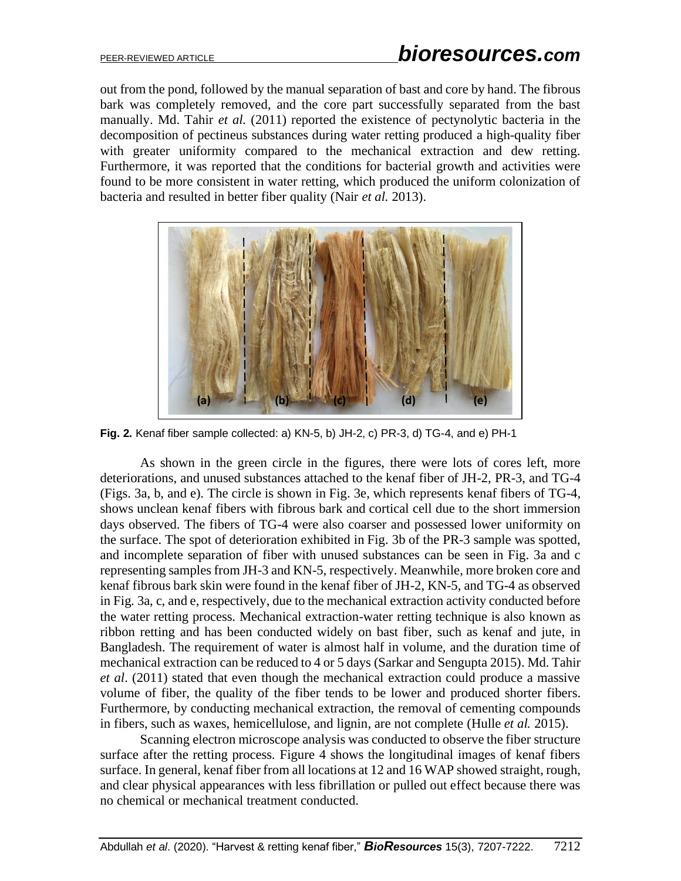out from the pond, followed by the manual separation of bast and core by hand. The fibrous bark was completely removed, and the core part successfully separated from the bast manually. Md. Tahir *et al.* (2011) reported the existence of pectynolytic bacteria in the decomposition of pectineus substances during water retting produced a high-quality fiber with greater uniformity compared to the mechanical extraction and dew retting. Furthermore, it was reported that the conditions for bacterial growth and activities were found to be more consistent in water retting, which produced the uniform colonization of bacteria and resulted in better fiber quality (Nair *et al.* 2013).

**Fig. 2.** Kenaf fiber sample collected: a) KN-5, b) JH-2, c) PR-3, d) TG-4, and e) PH-1

As shown in the green circle in the figures, there were lots of cores left, more deteriorations, and unused substances attached to the kenaf fiber of JH-2, PR-3, and TG-4 (Figs. 3a, b, and e). The circle is shown in Fig. 3e, which represents kenaf fibers of TG-4, shows unclean kenaf fibers with fibrous bark and cortical cell due to the short immersion days observed. The fibers of TG-4 were also coarser and possessed lower uniformity on the surface. The spot of deterioration exhibited in Fig. 3b of the PR-3 sample was spotted, and incomplete separation of fiber with unused substances can be seen in Fig. 3a and c representing samples from JH-3 and KN-5, respectively. Meanwhile, more broken core and kenaf fibrous bark skin were found in the kenaf fiber of JH-2, KN-5, and TG-4 as observed in Fig. 3a, c, and e, respectively, due to the mechanical extraction activity conducted before the water retting process. Mechanical extraction-water retting technique is also known as ribbon retting and has been conducted widely on bast fiber, such as kenaf and jute, in Bangladesh. The requirement of water is almost half in volume, and the duration time of mechanical extraction can be reduced to 4 or 5 days (Sarkar and Sengupta 2015). Md. Tahir *et al*. (2011) stated that even though the mechanical extraction could produce a massive volume of fiber, the quality of the fiber tends to be lower and produced shorter fibers. Furthermore, by conducting mechanical extraction, the removal of cementing compounds in fibers, such as waxes, hemicellulose, and lignin, are not complete (Hulle *et al.* 2015).

Scanning electron microscope analysis was conducted to observe the fiber structure surface after the retting process. Figure 4 shows the longitudinal images of kenaf fibers surface. In general, kenaf fiber from all locations at 12 and 16 WAP showed straight, rough, and clear physical appearances with less fibrillation or pulled out effect because there was no chemical or mechanical treatment conducted.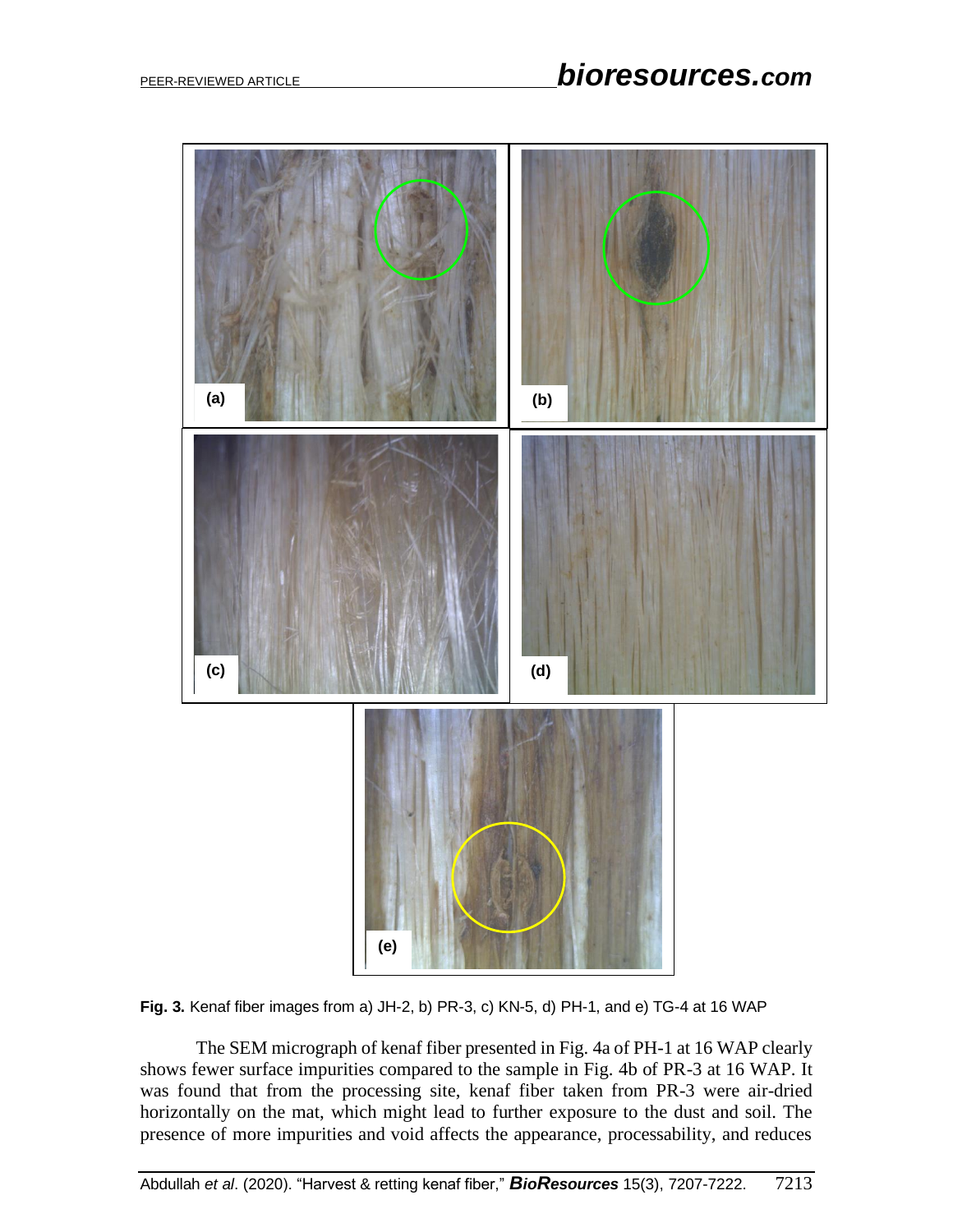**Fig. 3.** Kenaf fiber images from a) JH-2, b) PR-3, c) KN-5, d) PH-1, and e) TG-4 at 16 WAP

The SEM micrograph of kenaf fiber presented in Fig. 4a of PH-1 at 16 WAP clearly shows fewer surface impurities compared to the sample in Fig. 4b of PR-3 at 16 WAP. It was found that from the processing site, kenaf fiber taken from PR-3 were air-dried horizontally on the mat, which might lead to further exposure to the dust and soil. The presence of more impurities and void affects the appearance, processability, and reduces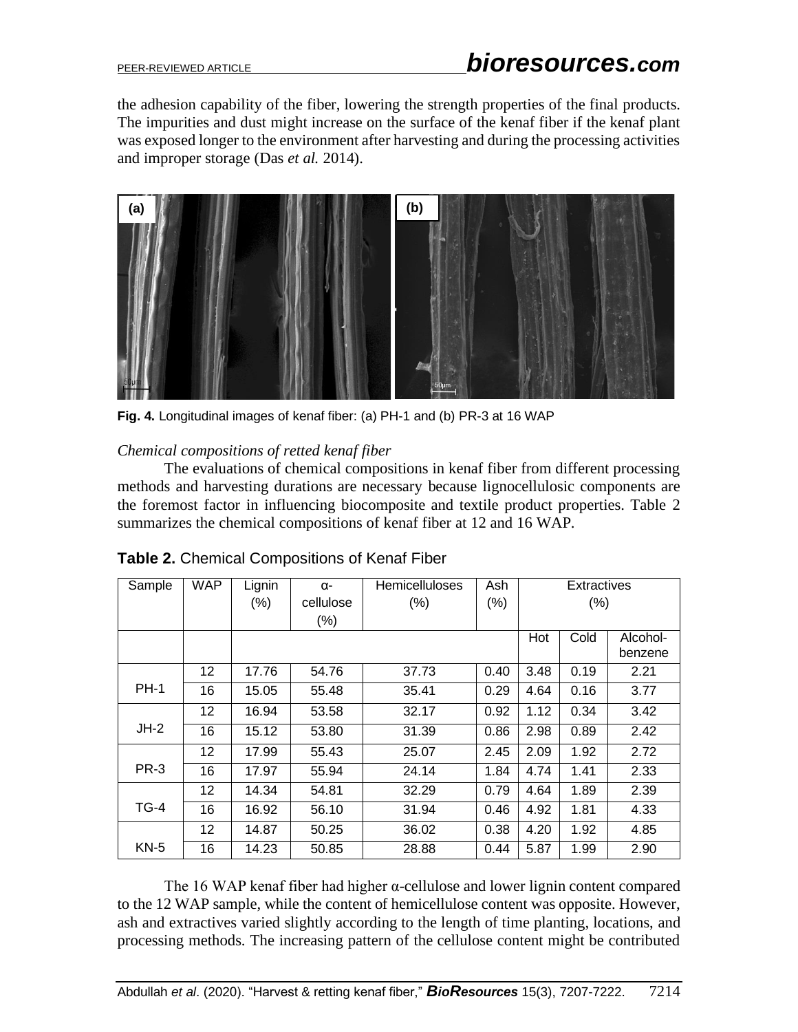the adhesion capability of the fiber, lowering the strength properties of the final products. The impurities and dust might increase on the surface of the kenaf fiber if the kenaf plant was exposed longer to the environment after harvesting and during the processing activities and improper storage (Das *et al.* 2014).

**Fig. 4.** Longitudinal images of kenaf fiber: (a) PH-1 and (b) PR-3 at 16 WAP

*Chemical compositions of retted kenaf fiber*

The evaluations of chemical compositions in kenaf fiber from different processing methods and harvesting durations are necessary because lignocellulosic components are the foremost factor in influencing biocomposite and textile product properties. Table 2 summarizes the chemical compositions of kenaf fiber at 12 and 16 WAP.

**Table 2.** Chemical Compositions of Kenaf Fiber

| Sample | WAP | Lignin (%) | α-cellulose (%) | Hemicelluloses (%) | Ash (%) | Extractives (%) | | |
|---|---|---|---|---|---|---|---|---|
| | | | | | | Hot | Cold | Alcohol-benzene |
| PH-1 | 12 | 17.76 | 54.76 | 37.73 | 0.40 | 3.48 | 0.19 | 2.21 |
| | 16 | 15.05 | 55.48 | 35.41 | 0.29 | 4.64 | 0.16 | 3.77 |
| JH-2 | 12 | 16.94 | 53.58 | 32.17 | 0.92 | 1.12 | 0.34 | 3.42 |
| | 16 | 15.12 | 53.80 | 31.39 | 0.86 | 2.98 | 0.89 | 2.42 |
| PR-3 | 12 | 17.99 | 55.43 | 25.07 | 2.45 | 2.09 | 1.92 | 2.72 |
| | 16 | 17.97 | 55.94 | 24.14 | 1.84 | 4.74 | 1.41 | 2.33 |
| TG-4 | 12 | 14.34 | 54.81 | 32.29 | 0.79 | 4.64 | 1.89 | 2.39 |
| | 16 | 16.92 | 56.10 | 31.94 | 0.46 | 4.92 | 1.81 | 4.33 |
| KN-5 | 12 | 14.87 | 50.25 | 36.02 | 0.38 | 4.20 | 1.92 | 4.85 |
| | 16 | 14.23 | 50.85 | 28.88 | 0.44 | 5.87 | 1.99 | 2.90 |

The 16 WAP kenaf fiber had higher α-cellulose and lower lignin content compared to the 12 WAP sample, while the content of hemicellulose content was opposite. However, ash and extractives varied slightly according to the length of time planting, locations, and processing methods. The increasing pattern of the cellulose content might be contributed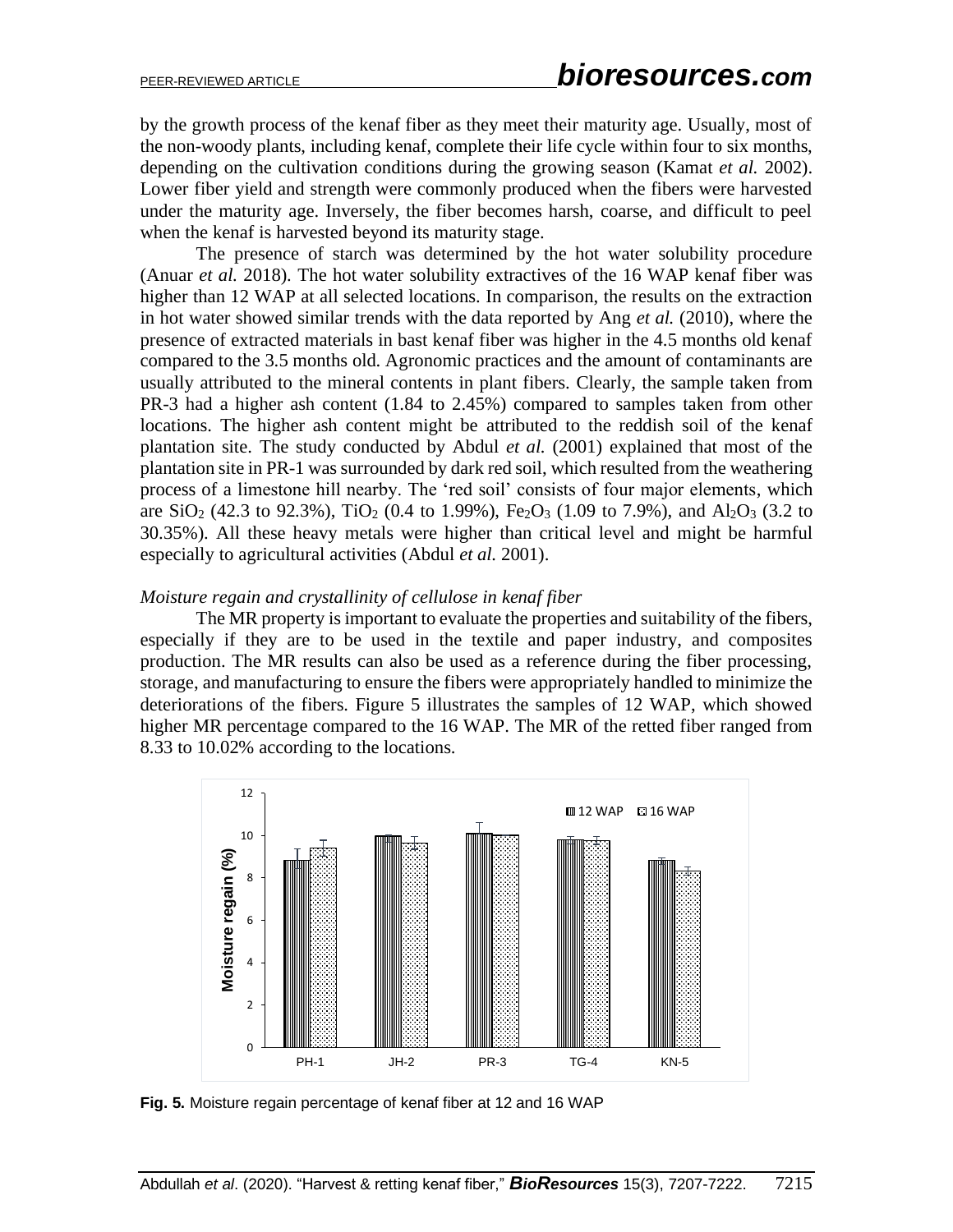by the growth process of the kenaf fiber as they meet their maturity age. Usually, most of the non-woody plants, including kenaf, complete their life cycle within four to six months, depending on the cultivation conditions during the growing season (Kamat *et al.* 2002). Lower fiber yield and strength were commonly produced when the fibers were harvested under the maturity age. Inversely, the fiber becomes harsh, coarse, and difficult to peel when the kenaf is harvested beyond its maturity stage.

The presence of starch was determined by the hot water solubility procedure (Anuar *et al.* 2018). The hot water solubility extractives of the 16 WAP kenaf fiber was higher than 12 WAP at all selected locations. In comparison, the results on the extraction in hot water showed similar trends with the data reported by Ang *et al.* (2010), where the presence of extracted materials in bast kenaf fiber was higher in the 4.5 months old kenaf compared to the 3.5 months old. Agronomic practices and the amount of contaminants are usually attributed to the mineral contents in plant fibers. Clearly, the sample taken from PR-3 had a higher ash content (1.84 to 2.45%) compared to samples taken from other locations. The higher ash content might be attributed to the reddish soil of the kenaf plantation site. The study conducted by Abdul *et al.* (2001) explained that most of the plantation site in PR-1 was surrounded by dark red soil, which resulted from the weathering process of a limestone hill nearby. The 'red soil' consists of four major elements, which are $SiO_2$ (42.3 to 92.3%), $TiO_2$ (0.4 to 1.99%), $Fe_2O_3$ (1.09 to 7.9%), and $Al_2O_3$ (3.2 to 30.35%). All these heavy metals were higher than critical level and might be harmful especially to agricultural activities (Abdul *et al.* 2001).

### *Moisture regain and crystallinity of cellulose in kenaf fiber*

The MR property is important to evaluate the properties and suitability of the fibers, especially if they are to be used in the textile and paper industry, and composites production. The MR results can also be used as a reference during the fiber processing, storage, and manufacturing to ensure the fibers were appropriately handled to minimize the deteriorations of the fibers. Figure 5 illustrates the samples of 12 WAP, which showed higher MR percentage compared to the 16 WAP. The MR of the retted fiber ranged from 8.33 to 10.02% according to the locations.

**Fig. 5.** Moisture regain percentage of kenaf fiber at 12 and 16 WAP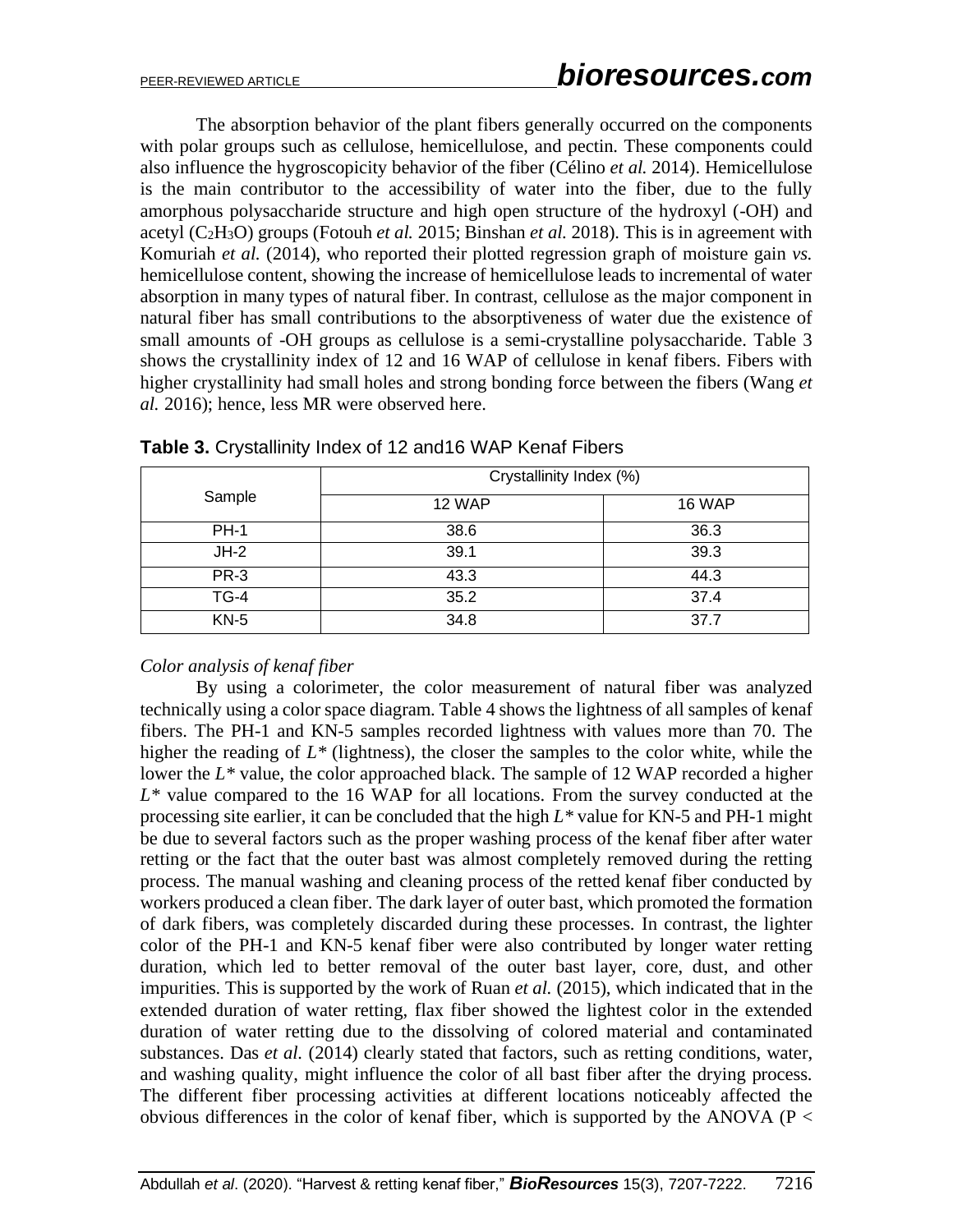The absorption behavior of the plant fibers generally occurred on the components with polar groups such as cellulose, hemicellulose, and pectin. These components could also influence the hygroscopicity behavior of the fiber (Célino *et al.* 2014). Hemicellulose is the main contributor to the accessibility of water into the fiber, due to the fully amorphous polysaccharide structure and high open structure of the hydroxyl (-OH) and acetyl ($C_2H_3O$) groups (Fotouh *et al.* 2015; Binshan *et al.* 2018). This is in agreement with Komuriah *et al.* (2014), who reported their plotted regression graph of moisture gain *vs.* hemicellulose content, showing the increase of hemicellulose leads to incremental of water absorption in many types of natural fiber. In contrast, cellulose as the major component in natural fiber has small contributions to the absorptiveness of water due the existence of small amounts of -OH groups as cellulose is a semi-crystalline polysaccharide. Table 3 shows the crystallinity index of 12 and 16 WAP of cellulose in kenaf fibers. Fibers with higher crystallinity had small holes and strong bonding force between the fibers (Wang *et al.* 2016); hence, less MR were observed here.

**Table 3.** Crystallinity Index of 12 and16 WAP Kenaf Fibers

| Sample | Crystallinity Index (%) | |
|---|---|---|
| | 12 WAP | 16 WAP |
| PH-1 | 38.6 | 36.3 |
| JH-2 | 39.1 | 39.3 |
| PR-3 | 43.3 | 44.3 |
| TG-4 | 35.2 | 37.4 |
| KN-5 | 34.8 | 37.7 |

*Color analysis of kenaf fiber*

By using a colorimeter, the color measurement of natural fiber was analyzed technically using a color space diagram. Table 4 shows the lightness of all samples of kenaf fibers. The PH-1 and KN-5 samples recorded lightness with values more than 70. The higher the reading of $L^*$ (lightness), the closer the samples to the color white, while the lower the $L^*$ value, the color approached black. The sample of 12 WAP recorded a higher $L^*$ value compared to the 16 WAP for all locations. From the survey conducted at the processing site earlier, it can be concluded that the high $L^*$ value for KN-5 and PH-1 might be due to several factors such as the proper washing process of the kenaf fiber after water retting or the fact that the outer bast was almost completely removed during the retting process. The manual washing and cleaning process of the retted kenaf fiber conducted by workers produced a clean fiber. The dark layer of outer bast, which promoted the formation of dark fibers, was completely discarded during these processes. In contrast, the lighter color of the PH-1 and KN-5 kenaf fiber were also contributed by longer water retting duration, which led to better removal of the outer bast layer, core, dust, and other impurities. This is supported by the work of Ruan *et al.* (2015), which indicated that in the extended duration of water retting, flax fiber showed the lightest color in the extended duration of water retting due to the dissolving of colored material and contaminated substances. Das *et al.* (2014) clearly stated that factors, such as retting conditions, water, and washing quality, might influence the color of all bast fiber after the drying process. The different fiber processing activities at different locations noticeably affected the obvious differences in the color of kenaf fiber, which is supported by the ANOVA ($P <$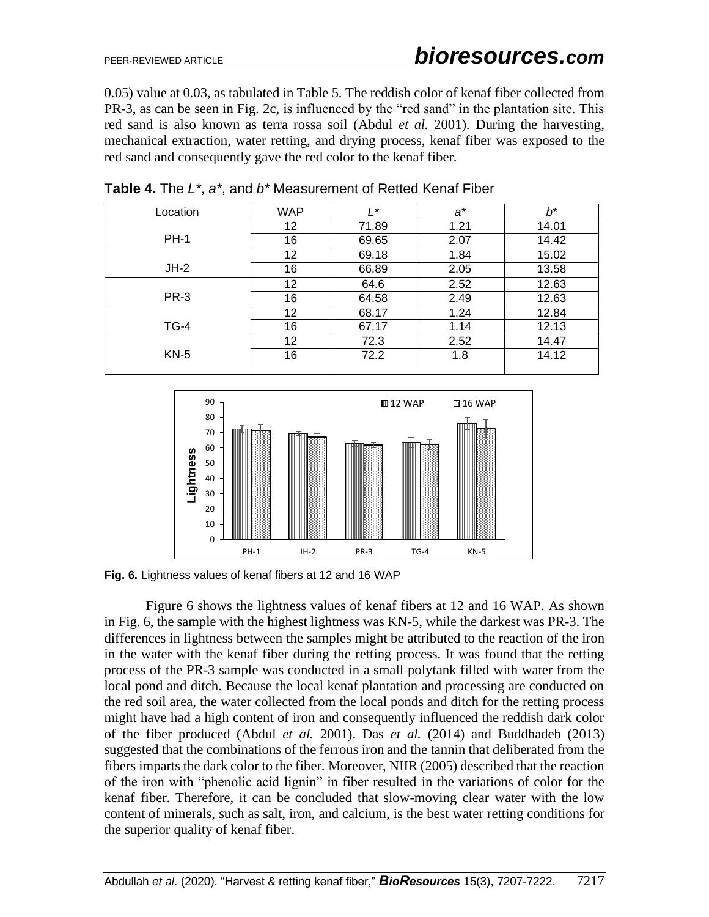0.05) value at 0.03, as tabulated in Table 5. The reddish color of kenaf fiber collected from PR-3, as can be seen in Fig. 2c, is influenced by the "red sand" in the plantation site. This red sand is also known as terra rossa soil (Abdul *et al.* 2001). During the harvesting, mechanical extraction, water retting, and drying process, kenaf fiber was exposed to the red sand and consequently gave the red color to the kenaf fiber.

**Table 4.** The $L^*$, $a^*$, and $b^*$ Measurement of Retted Kenaf Fiber

| Location | WAP | $L^*$ | $a^*$ | $b^*$ |
|---|---|---|---|---|
| PH-1 | 12 | 71.89 | 1.21 | 14.01 |
| | 16 | 69.65 | 2.07 | 14.42 |
| JH-2 | 12 | 69.18 | 1.84 | 15.02 |
| | 16 | 66.89 | 2.05 | 13.58 |
| PR-3 | 12 | 64.6 | 2.52 | 12.63 |
| | 16 | 64.58 | 2.49 | 12.63 |
| TG-4 | 12 | 68.17 | 1.24 | 12.84 |
| | 16 | 67.17 | 1.14 | 12.13 |
| KN-5 | 12 | 72.3 | 2.52 | 14.47 |
| | 16 | 72.2 | 1.8 | 14.12 |

**Fig. 6.** Lightness values of kenaf fibers at 12 and 16 WAP

Figure 6 shows the lightness values of kenaf fibers at 12 and 16 WAP. As shown in Fig. 6, the sample with the highest lightness was KN-5, while the darkest was PR-3. The differences in lightness between the samples might be attributed to the reaction of the iron in the water with the kenaf fiber during the retting process. It was found that the retting process of the PR-3 sample was conducted in a small polytank filled with water from the local pond and ditch. Because the local kenaf plantation and processing are conducted on the red soil area, the water collected from the local ponds and ditch for the retting process might have had a high content of iron and consequently influenced the reddish dark color of the fiber produced (Abdul *et al.* 2001). Das *et al.* (2014) and Buddhadeb (2013) suggested that the combinations of the ferrous iron and the tannin that deliberated from the fibers imparts the dark color to the fiber. Moreover, NIIR (2005) described that the reaction of the iron with "phenolic acid lignin" in fiber resulted in the variations of color for the kenaf fiber. Therefore, it can be concluded that slow-moving clear water with the low content of minerals, such as salt, iron, and calcium, is the best water retting conditions for the superior quality of kenaf fiber.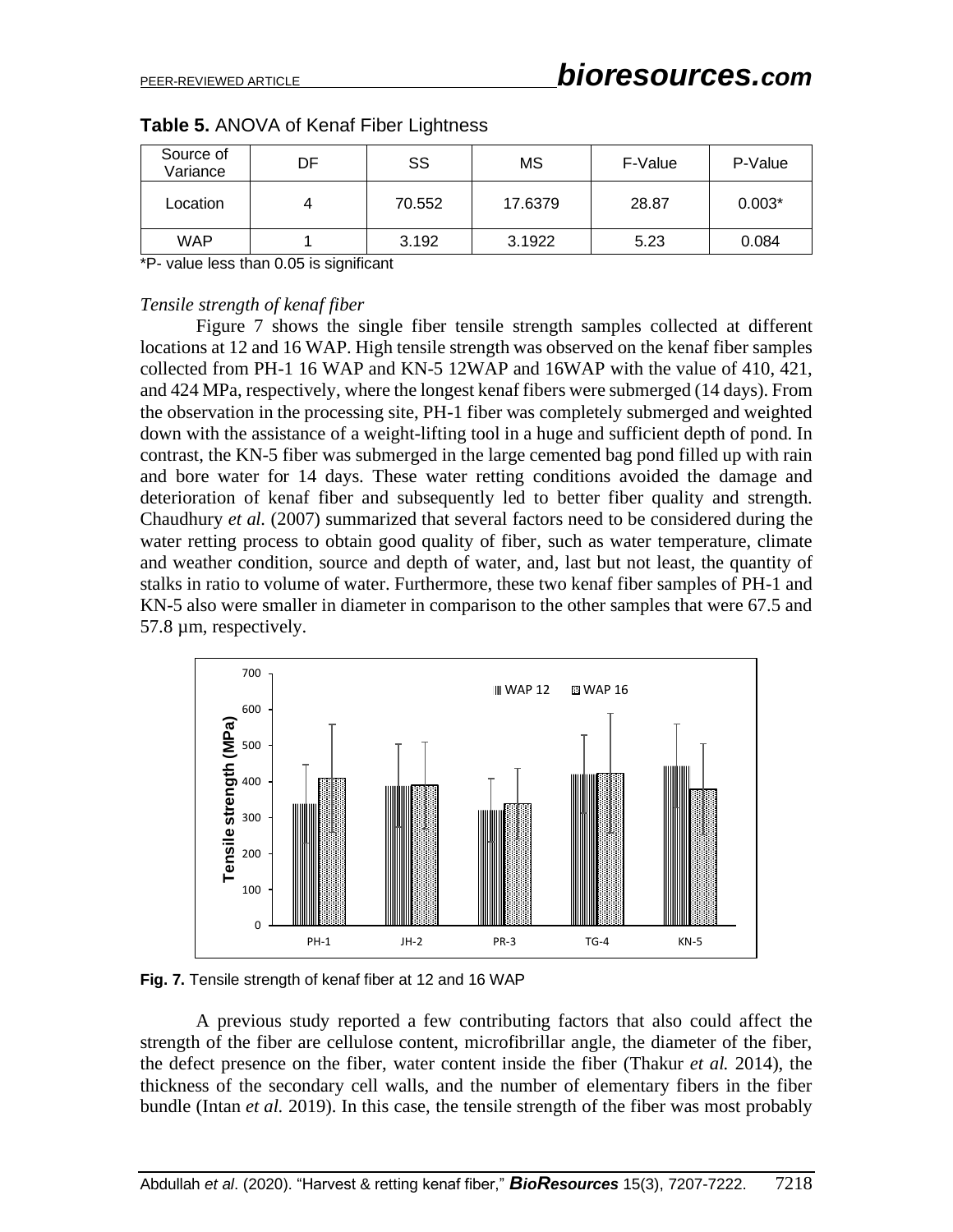**Table 5.** ANOVA of Kenaf Fiber Lightness

| Source of Variance | DF | SS | MS | F-Value | P-Value |
|---|---|---|---|---|---|
| Location | 4 | 70.552 | 17.6379 | 28.87 | 0.003* |
| WAP | 1 | 3.192 | 3.1922 | 5.23 | 0.084 |

*P- value less than 0.05 is significant

*Tensile strength of kenaf fiber*

Figure 7 shows the single fiber tensile strength samples collected at different locations at 12 and 16 WAP. High tensile strength was observed on the kenaf fiber samples collected from PH-1 16 WAP and KN-5 12WAP and 16WAP with the value of 410, 421, and 424 MPa, respectively, where the longest kenaf fibers were submerged (14 days). From the observation in the processing site, PH-1 fiber was completely submerged and weighted down with the assistance of a weight-lifting tool in a huge and sufficient depth of pond. In contrast, the KN-5 fiber was submerged in the large cemented bag pond filled up with rain and bore water for 14 days. These water retting conditions avoided the damage and deterioration of kenaf fiber and subsequently led to better fiber quality and strength. Chaudhury *et al.* (2007) summarized that several factors need to be considered during the water retting process to obtain good quality of fiber, such as water temperature, climate and weather condition, source and depth of water, and, last but not least, the quantity of stalks in ratio to volume of water. Furthermore, these two kenaf fiber samples of PH-1 and KN-5 also were smaller in diameter in comparison to the other samples that were 67.5 and 57.8 µm, respectively.

**Fig. 7.** Tensile strength of kenaf fiber at 12 and 16 WAP

A previous study reported a few contributing factors that also could affect the strength of the fiber are cellulose content, microfibrillar angle, the diameter of the fiber, the defect presence on the fiber, water content inside the fiber (Thakur *et al.* 2014), the thickness of the secondary cell walls, and the number of elementary fibers in the fiber bundle (Intan *et al.* 2019). In this case, the tensile strength of the fiber was most probably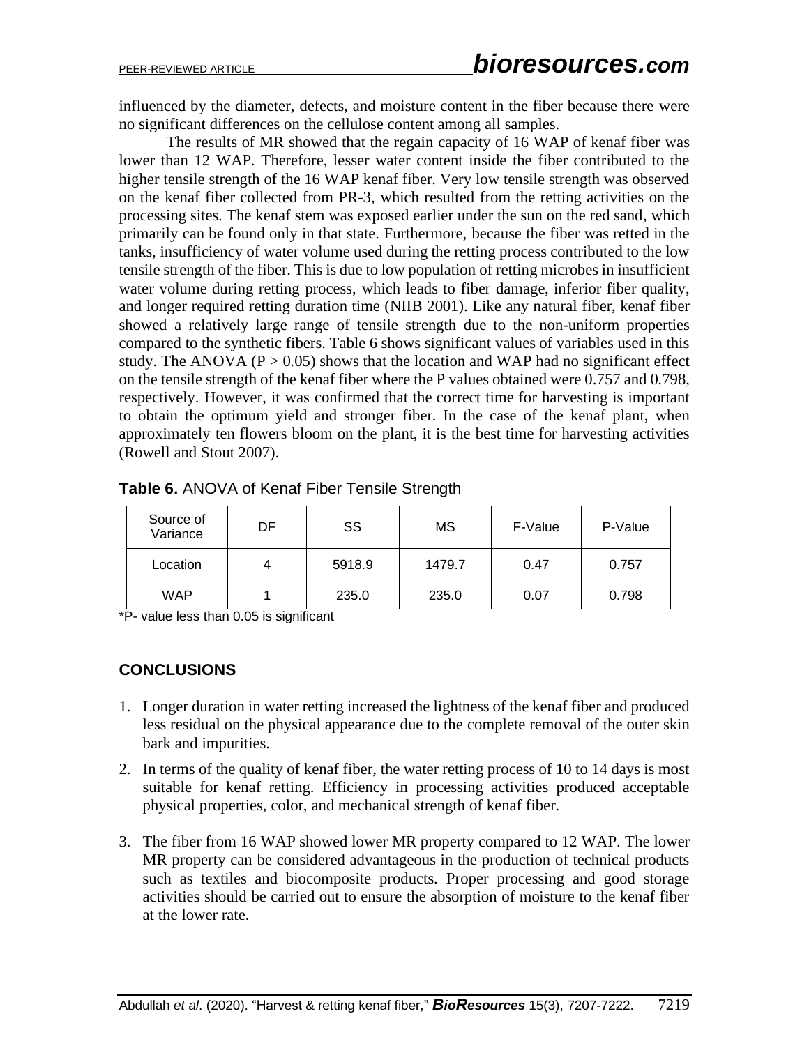influenced by the diameter, defects, and moisture content in the fiber because there were no significant differences on the cellulose content among all samples.

The results of MR showed that the regain capacity of 16 WAP of kenaf fiber was lower than 12 WAP. Therefore, lesser water content inside the fiber contributed to the higher tensile strength of the 16 WAP kenaf fiber. Very low tensile strength was observed on the kenaf fiber collected from PR-3, which resulted from the retting activities on the processing sites. The kenaf stem was exposed earlier under the sun on the red sand, which primarily can be found only in that state. Furthermore, because the fiber was retted in the tanks, insufficiency of water volume used during the retting process contributed to the low tensile strength of the fiber. This is due to low population of retting microbes in insufficient water volume during retting process, which leads to fiber damage, inferior fiber quality, and longer required retting duration time (NIIB 2001). Like any natural fiber, kenaf fiber showed a relatively large range of tensile strength due to the non-uniform properties compared to the synthetic fibers. Table 6 shows significant values of variables used in this study. The ANOVA ($P > 0.05$) shows that the location and WAP had no significant effect on the tensile strength of the kenaf fiber where the P values obtained were 0.757 and 0.798, respectively. However, it was confirmed that the correct time for harvesting is important to obtain the optimum yield and stronger fiber. In the case of the kenaf plant, when approximately ten flowers bloom on the plant, it is the best time for harvesting activities (Rowell and Stout 2007).

**Table 6.** ANOVA of Kenaf Fiber Tensile Strength

| Source of Variance | DF | SS | MS | F-Value | P-Value |
|---|---|---|---|---|---|
| Location | 4 | 5918.9 | 1479.7 | 0.47 | 0.757 |
| WAP | 1 | 235.0 | 235.0 | 0.07 | 0.798 |

*P- value less than 0.05 is significant

## CONCLUSIONS

1. Longer duration in water retting increased the lightness of the kenaf fiber and produced less residual on the physical appearance due to the complete removal of the outer skin bark and impurities.
2. In terms of the quality of kenaf fiber, the water retting process of 10 to 14 days is most suitable for kenaf retting. Efficiency in processing activities produced acceptable physical properties, color, and mechanical strength of kenaf fiber.
3. The fiber from 16 WAP showed lower MR property compared to 12 WAP. The lower MR property can be considered advantageous in the production of technical products such as textiles and biocomposite products. Proper processing and good storage activities should be carried out to ensure the absorption of moisture to the kenaf fiber at the lower rate.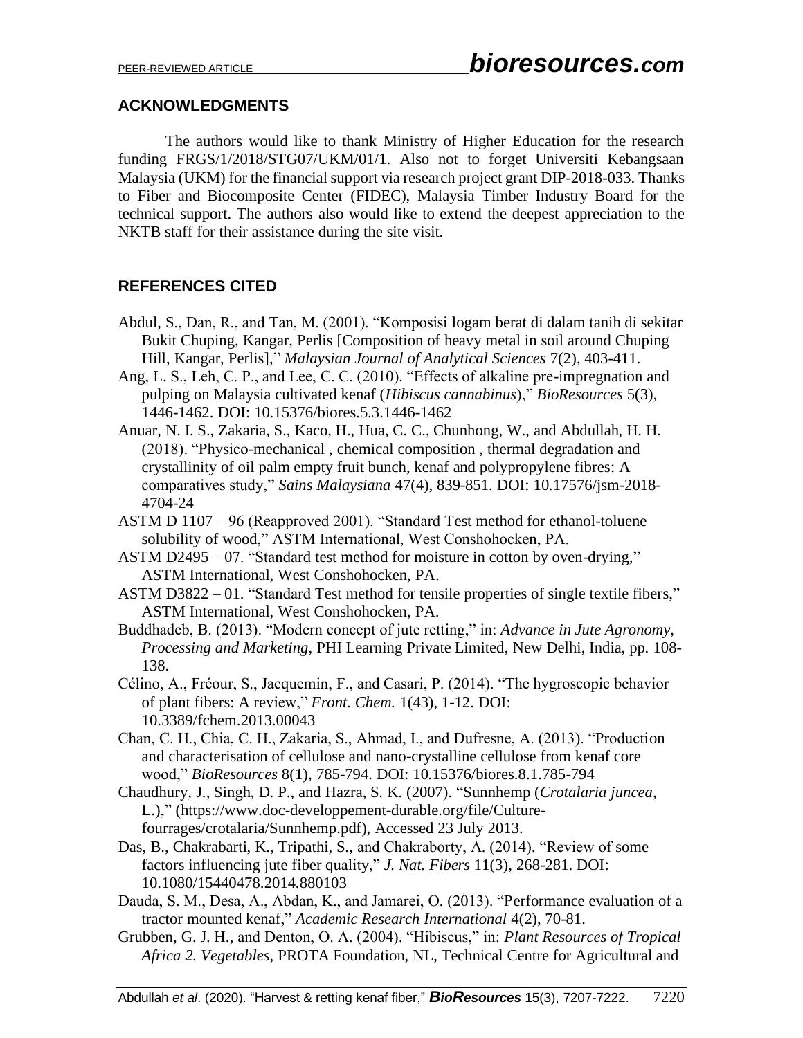## ACKNOWLEDGMENTS

The authors would like to thank Ministry of Higher Education for the research funding FRGS/1/2018/STG07/UKM/01/1. Also not to forget Universiti Kebangsaan Malaysia (UKM) for the financial support via research project grant DIP-2018-033. Thanks to Fiber and Biocomposite Center (FIDEC), Malaysia Timber Industry Board for the technical support. The authors also would like to extend the deepest appreciation to the NKTB staff for their assistance during the site visit.

## REFERENCES CITED

Abdul, S., Dan, R., and Tan, M. (2001). "Komposisi logam berat di dalam tanih di sekitar Bukit Chuping, Kangar, Perlis [Composition of heavy metal in soil around Chuping Hill, Kangar, Perlis]," *Malaysian Journal of Analytical Sciences* 7(2), 403-411.

Ang, L. S., Leh, C. P., and Lee, C. C. (2010). "Effects of alkaline pre-impregnation and pulping on Malaysia cultivated kenaf (*Hibiscus cannabinus*)," *BioResources* 5(3), 1446-1462. DOI: 10.15376/biores.5.3.1446-1462

Anuar, N. I. S., Zakaria, S., Kaco, H., Hua, C. C., Chunhong, W., and Abdullah, H. H. (2018). "Physico-mechanical , chemical composition , thermal degradation and crystallinity of oil palm empty fruit bunch, kenaf and polypropylene fibres: A comparatives study," *Sains Malaysiana* 47(4), 839-851. DOI: 10.17576/jsm-2018-4704-24

ASTM D 1107 – 96 (Reapproved 2001). "Standard Test method for ethanol-toluene solubility of wood," ASTM International, West Conshohocken, PA.

ASTM D2495 – 07. "Standard test method for moisture in cotton by oven-drying," ASTM International, West Conshohocken, PA.

ASTM D3822 – 01. "Standard Test method for tensile properties of single textile fibers," ASTM International, West Conshohocken, PA.

Buddhadeb, B. (2013). "Modern concept of jute retting," in: *Advance in Jute Agronomy, Processing and Marketing*, PHI Learning Private Limited, New Delhi, India, pp. 108-138.

Célino, A., Fréour, S., Jacquemin, F., and Casari, P. (2014). "The hygroscopic behavior of plant fibers: A review," *Front. Chem.* 1(43), 1-12. DOI: 10.3389/fchem.2013.00043

Chan, C. H., Chia, C. H., Zakaria, S., Ahmad, I., and Dufresne, A. (2013). "Production and characterisation of cellulose and nano-crystalline cellulose from kenaf core wood," *BioResources* 8(1), 785-794. DOI: 10.15376/biores.8.1.785-794

Chaudhury, J., Singh, D. P., and Hazra, S. K. (2007). "Sunnhemp (*Crotalaria juncea*, L.)," (https://www.doc-developpement-durable.org/file/Culture-fourrages/crotalaria/Sunnhemp.pdf), Accessed 23 July 2013.

Das, B., Chakrabarti, K., Tripathi, S., and Chakraborty, A. (2014). "Review of some factors influencing jute fiber quality," *J. Nat. Fibers* 11(3), 268-281. DOI: 10.1080/15440478.2014.880103

Dauda, S. M., Desa, A., Abdan, K., and Jamarei, O. (2013). "Performance evaluation of a tractor mounted kenaf," *Academic Research International* 4(2), 70-81.

Grubben, G. J. H., and Denton, O. A. (2004). "Hibiscus," in: *Plant Resources of Tropical Africa 2. Vegetables*, PROTA Foundation, NL, Technical Centre for Agricultural and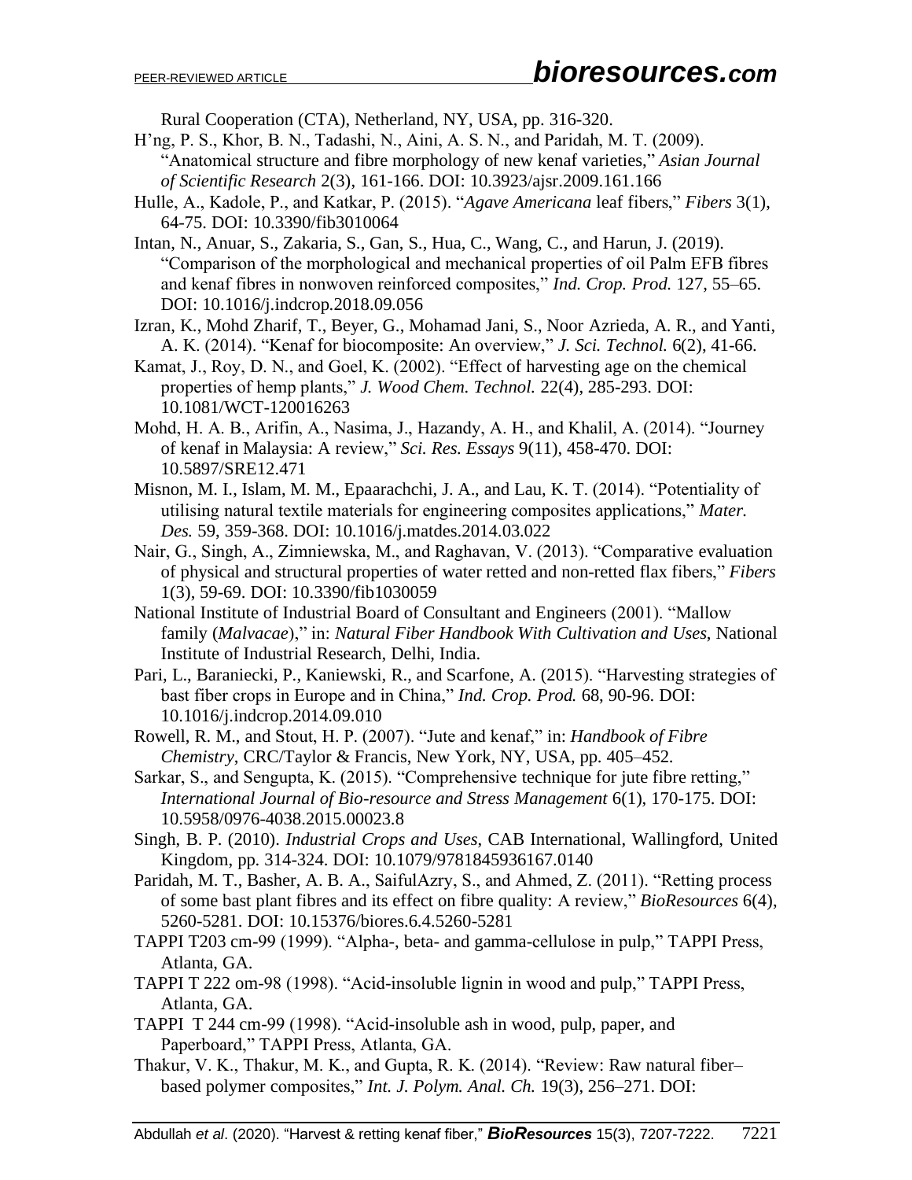Rural Cooperation (CTA), Netherland, NY, USA, pp. 316-320.

H'ng, P. S., Khor, B. N., Tadashi, N., Aini, A. S. N., and Paridah, M. T. (2009). "Anatomical structure and fibre morphology of new kenaf varieties," *Asian Journal of Scientific Research* 2(3), 161-166. DOI: 10.3923/ajsr.2009.161.166

Hulle, A., Kadole, P., and Katkar, P. (2015). "*Agave Americana* leaf fibers," *Fibers* 3(1), 64-75. DOI: 10.3390/fib3010064

Intan, N., Anuar, S., Zakaria, S., Gan, S., Hua, C., Wang, C., and Harun, J. (2019). "Comparison of the morphological and mechanical properties of oil Palm EFB fibres and kenaf fibres in nonwoven reinforced composites," *Ind. Crop. Prod.* 127, 55–65. DOI: 10.1016/j.indcrop.2018.09.056

Izran, K., Mohd Zharif, T., Beyer, G., Mohamad Jani, S., Noor Azrieda, A. R., and Yanti, A. K. (2014). "Kenaf for biocomposite: An overview," *J. Sci. Technol.* 6(2), 41-66.

Kamat, J., Roy, D. N., and Goel, K. (2002). "Effect of harvesting age on the chemical properties of hemp plants," *J. Wood Chem. Technol.* 22(4), 285-293. DOI: 10.1081/WCT-120016263

Mohd, H. A. B., Arifin, A., Nasima, J., Hazandy, A. H., and Khalil, A. (2014). "Journey of kenaf in Malaysia: A review," *Sci. Res. Essays* 9(11), 458-470. DOI: 10.5897/SRE12.471

Misnon, M. I., Islam, M. M., Epaarachchi, J. A., and Lau, K. T. (2014). "Potentiality of utilising natural textile materials for engineering composites applications," *Mater. Des.* 59, 359-368. DOI: 10.1016/j.matdes.2014.03.022

Nair, G., Singh, A., Zimniewska, M., and Raghavan, V. (2013). "Comparative evaluation of physical and structural properties of water retted and non-retted flax fibers," *Fibers* 1(3), 59-69. DOI: 10.3390/fib1030059

National Institute of Industrial Board of Consultant and Engineers (2001). "Mallow family (*Malvacae*)," in: *Natural Fiber Handbook With Cultivation and Uses*, National Institute of Industrial Research, Delhi, India.

Pari, L., Baraniecki, P., Kaniewski, R., and Scarfone, A. (2015). "Harvesting strategies of bast fiber crops in Europe and in China," *Ind. Crop. Prod.* 68, 90-96. DOI: 10.1016/j.indcrop.2014.09.010

Rowell, R. M., and Stout, H. P. (2007). "Jute and kenaf," in: *Handbook of Fibre Chemistry*, CRC/Taylor & Francis, New York, NY, USA, pp. 405–452.

Sarkar, S., and Sengupta, K. (2015). "Comprehensive technique for jute fibre retting," *International Journal of Bio-resource and Stress Management* 6(1), 170-175. DOI: 10.5958/0976-4038.2015.00023.8

Singh, B. P. (2010). *Industrial Crops and Uses*, CAB International, Wallingford, United Kingdom, pp. 314-324. DOI: 10.1079/9781845936167.0140

Paridah, M. T., Basher, A. B. A., SaifulAzry, S., and Ahmed, Z. (2011). "Retting process of some bast plant fibres and its effect on fibre quality: A review," *BioResources* 6(4), 5260-5281. DOI: 10.15376/biores.6.4.5260-5281

TAPPI T203 cm-99 (1999). "Alpha-, beta- and gamma-cellulose in pulp," TAPPI Press, Atlanta, GA.

TAPPI T 222 om-98 (1998). "Acid-insoluble lignin in wood and pulp," TAPPI Press, Atlanta, GA.

TAPPI T 244 cm-99 (1998). "Acid-insoluble ash in wood, pulp, paper, and Paperboard," TAPPI Press, Atlanta, GA.

Thakur, V. K., Thakur, M. K., and Gupta, R. K. (2014). "Review: Raw natural fiber–based polymer composites," *Int. J. Polym. Anal. Ch.* 19(3), 256–271. DOI: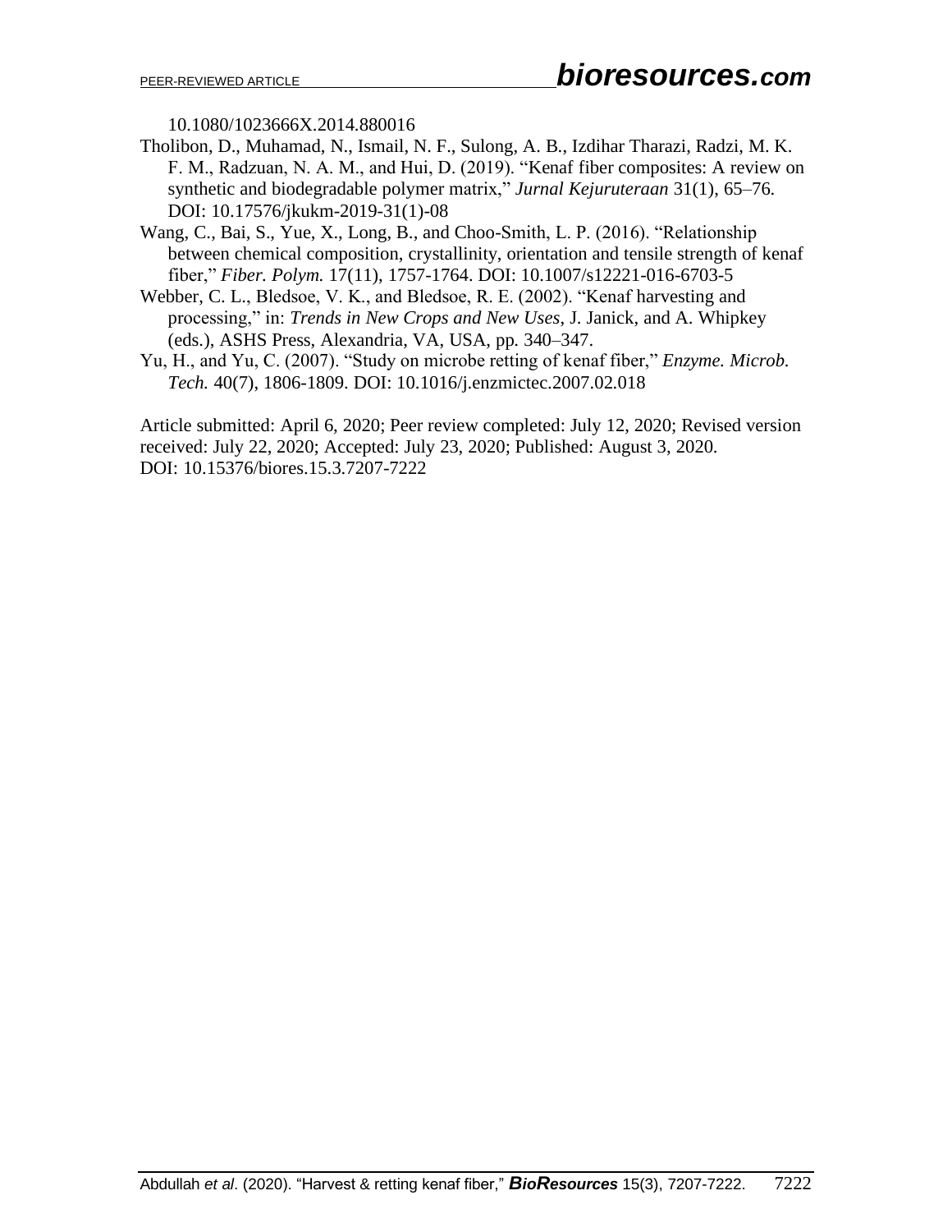10.1080/1023666X.2014.880016

Tholibon, D., Muhamad, N., Ismail, N. F., Sulong, A. B., Izdihar Tharazi, Radzi, M. K. F. M., Radzuan, N. A. M., and Hui, D. (2019). "Kenaf fiber composites: A review on synthetic and biodegradable polymer matrix," *Jurnal Kejuruteraan* 31(1), 65–76. DOI: 10.17576/jkukm-2019-31(1)-08

Wang, C., Bai, S., Yue, X., Long, B., and Choo-Smith, L. P. (2016). "Relationship between chemical composition, crystallinity, orientation and tensile strength of kenaf fiber," *Fiber. Polym.* 17(11), 1757-1764. DOI: 10.1007/s12221-016-6703-5

Webber, C. L., Bledsoe, V. K., and Bledsoe, R. E. (2002). "Kenaf harvesting and processing," in: *Trends in New Crops and New Uses*, J. Janick, and A. Whipkey (eds.), ASHS Press, Alexandria, VA, USA, pp. 340–347.

Yu, H., and Yu, C. (2007). "Study on microbe retting of kenaf fiber," *Enzyme. Microb. Tech.* 40(7), 1806-1809. DOI: 10.1016/j.enzmictec.2007.02.018

Article submitted: April 6, 2020; Peer review completed: July 12, 2020; Revised version received: July 22, 2020; Accepted: July 23, 2020; Published: August 3, 2020.
DOI: 10.15376/biores.15.3.7207-7222